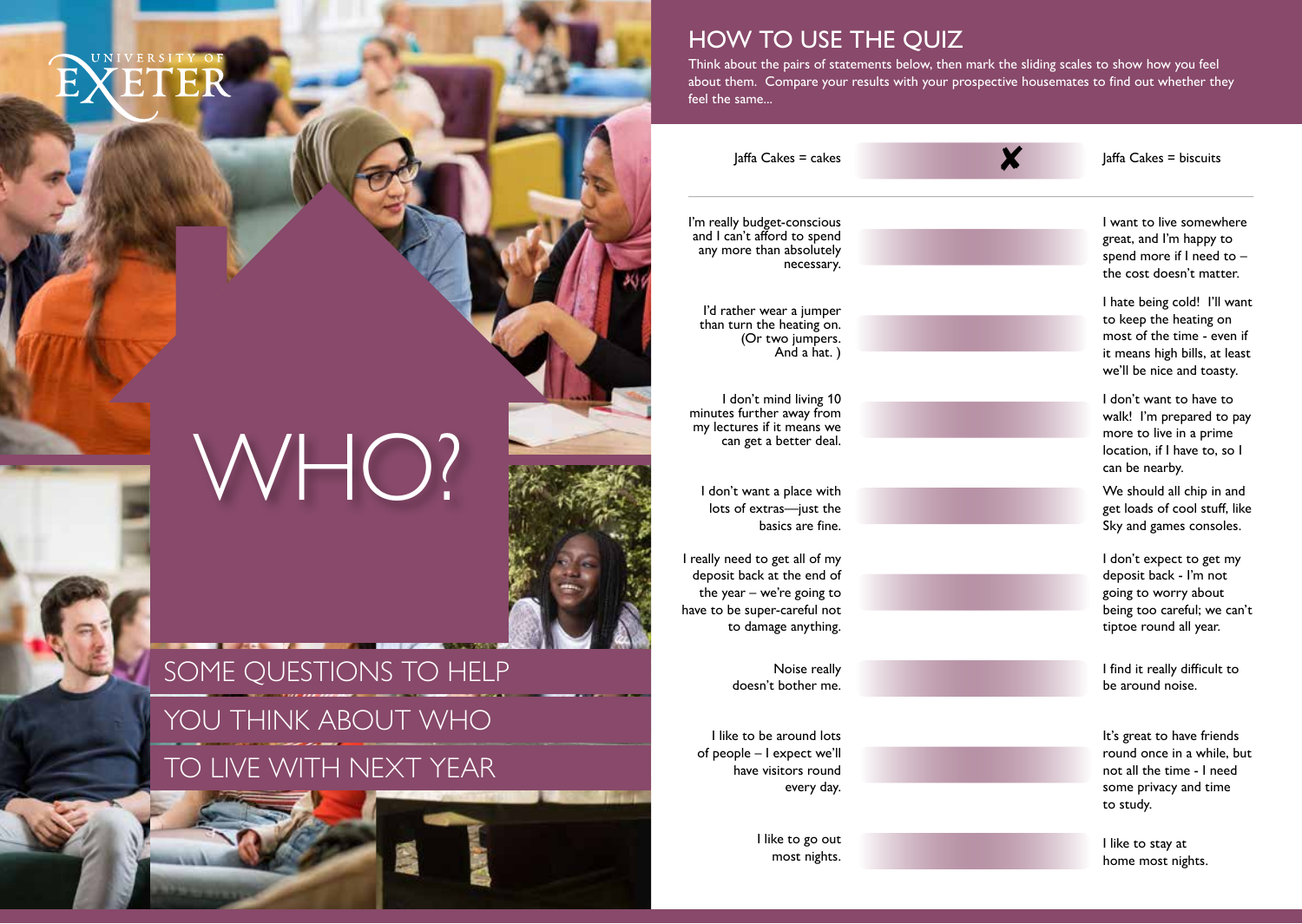UNIVERSITY OF EXETER

# WHO?

## SOME QUESTIONS TO HELP YOU THINK ABOUT WHO TO LIVE WITH NEXT YEAR

## HOW TO USE THE QUIZ

Think about the pairs of statements below, then mark the sliding scales to show how you feel about them. Compare your results with your prospective housemates to find out whether they feel the same...

| | | |
|---|---|---|
| Jaffa Cakes = cakes | ✘ | Jaffa Cakes = biscuits |
| I'm really budget-conscious and I can't afford to spend any more than absolutely necessary. | | I want to live somewhere great, and I'm happy to spend more if I need to – the cost doesn't matter. |
| I'd rather wear a jumper than turn the heating on. (Or two jumpers. And a hat. ) | | I hate being cold! I'll want to keep the heating on most of the time - even if it means high bills, at least we'll be nice and toasty. |
| I don't mind living 10 minutes further away from my lectures if it means we can get a better deal. | | I don't want to have to walk! I'm prepared to pay more to live in a prime location, if I have to, so I can be nearby. |
| I don't want a place with lots of extras—just the basics are fine. | | We should all chip in and get loads of cool stuff, like Sky and games consoles. |
| I really need to get all of my deposit back at the end of the year – we're going to have to be super-careful not to damage anything. | | I don't expect to get my deposit back - I'm not going to worry about being too careful; we can't tiptoe round all year. |
| Noise really doesn't bother me. | | I find it really difficult to be around noise. |
| I like to be around lots of people – I expect we'll have visitors round every day. | | It's great to have friends round once in a while, but not all the time - I need some privacy and time to study. |
| I like to go out most nights. | | I like to stay at home most nights. |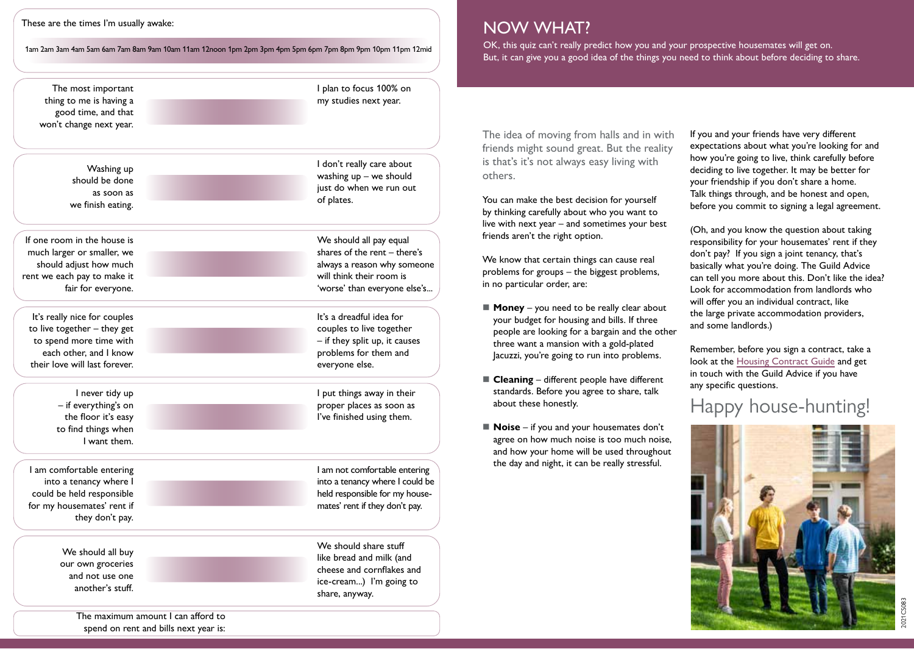These are the times I'm usually awake:

1am 2am 3am 4am 5am 6am 7am 8am 9am 10am 11am 12noon 1pm 2pm 3pm 4pm 5pm 6pm 7pm 8pm 9pm 10pm 11pm 12mid

| | |
|---|---|
| The most important thing to me is having a good time, and that won't change next year. | I plan to focus 100% on my studies next year. |
| Washing up should be done as soon as we finish eating. | I don't really care about washing up – we should just do when we run out of plates. |
| If one room in the house is much larger or smaller, we should adjust how much rent we each pay to make it fair for everyone. | We should all pay equal shares of the rent – there's always a reason why someone will think their room is 'worse' than everyone else's... |
| It's really nice for couples to live together – they get to spend more time with each other, and I know their love will last forever. | It's a dreadful idea for couples to live together – if they split up, it causes problems for them and everyone else. |
| I never tidy up – if everything's on the floor it's easy to find things when I want them. | I put things away in their proper places as soon as I've finished using them. |
| I am comfortable entering into a tenancy where I could be held responsible for my housemates' rent if they don't pay. | I am not comfortable entering into a tenancy where I could be held responsible for my house-mates' rent if they don't pay. |
| We should all buy our own groceries and not use one another's stuff. | We should share stuff like bread and milk (and cheese and cornflakes and ice-cream...) I'm going to share, anyway. |

The maximum amount I can afford to spend on rent and bills next year is:

# NOW WHAT?

OK, this quiz can't really predict how you and your prospective housemates will get on. But, it can give you a good idea of the things you need to think about before deciding to share.

The idea of moving from halls and in with friends might sound great. But the reality is that it's not always easy living with others.

You can make the best decision for yourself by thinking carefully about who you want to live with next year – and sometimes your best friends aren't the right option.

We know that certain things can cause real problems for groups – the biggest problems, in no particular order, are:

- **Money** – you need to be really clear about your budget for housing and bills. If three people are looking for a bargain and the other three want a mansion with a gold-plated Jacuzzi, you're going to run into problems.
- **Cleaning** – different people have different standards. Before you agree to share, talk about these honestly.
- **Noise** – if you and your housemates don't agree on how much noise is too much noise, and how your home will be used throughout the day and night, it can be really stressful.

If you and your friends have very different expectations about what you're looking for and how you're going to live, think carefully before deciding to live together. It may be better for your friendship if you don't share a home. Talk things through, and be honest and open, before you commit to signing a legal agreement.

(Oh, and you know the question about taking responsibility for your housemates' rent if they don't pay? If you sign a joint tenancy, that's basically what you're doing. The Guild Advice can tell you more about this. Don't like the idea? Look for accommodation from landlords who will offer you an individual contract, like the large private accommodation providers, and some landlords.)

Remember, before you sign a contract, take a look at the Housing Contract Guide and get in touch with the Guild Advice if you have any specific questions.

## Happy house-hunting!

2021CS083